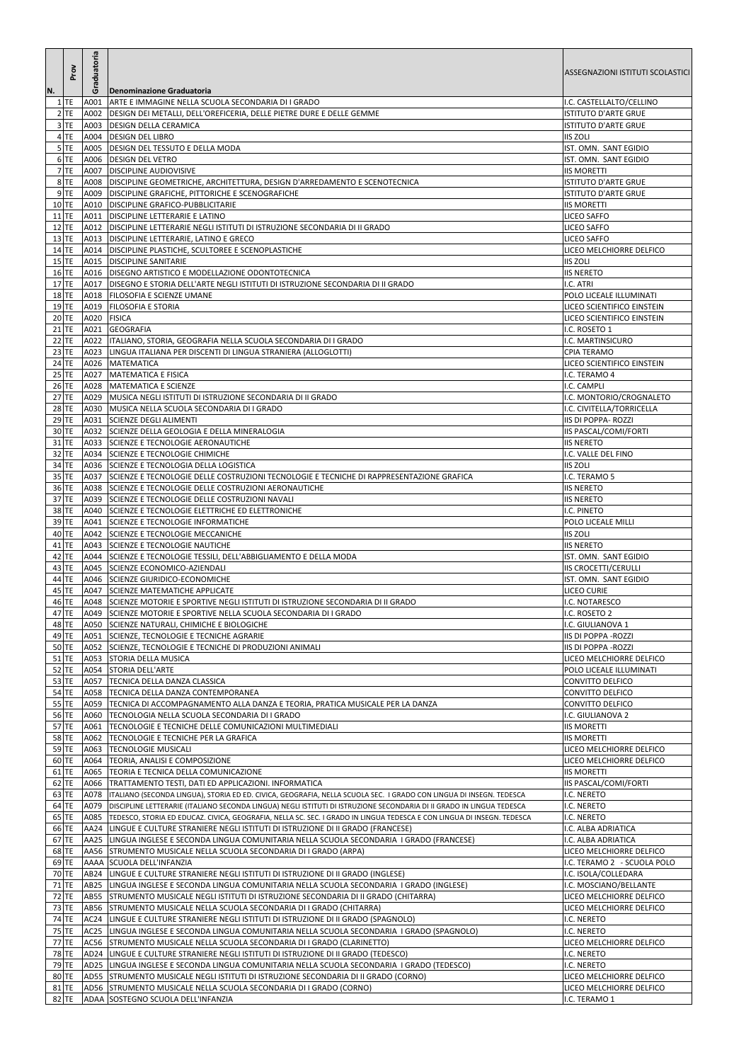| N. | Prov | Graduatoria | Denominazione Graduatoria | ASSEGNAZIONI ISTITUTI SCOLASTICI |
|---|---|---|---|---|
| 1 | TE | A001 | ARTE E IMMAGINE NELLA SCUOLA SECONDARIA DI I GRADO | I.C. CASTELLALTO/CELLINO |
| 2 | TE | A002 | DESIGN DEI METALLI, DELL'OREFICERIA, DELLE PIETRE DURE E DELLE GEMME | ISTITUTO D'ARTE GRUE |
| 3 | TE | A003 | DESIGN DELLA CERAMICA | ISTITUTO D'ARTE GRUE |
| 4 | TE | A004 | DESIGN DEL LIBRO | IIS ZOLI |
| 5 | TE | A005 | DESIGN DEL TESSUTO E DELLA MODA | IST. OMN. SANT EGIDIO |
| 6 | TE | A006 | DESIGN DEL VETRO | IST. OMN. SANT EGIDIO |
| 7 | TE | A007 | DISCIPLINE AUDIOVISIVE | IIS MORETTI |
| 8 | TE | A008 | DISCIPLINE GEOMETRICHE, ARCHITETTURA, DESIGN D'ARREDAMENTO E SCENOTECNICA | ISTITUTO D'ARTE GRUE |
| 9 | TE | A009 | DISCIPLINE GRAFICHE, PITTORICHE E SCENOGRAFICHE | ISTITUTO D'ARTE GRUE |
| 10 | TE | A010 | DISCIPLINE GRAFICO-PUBBLICITARIE | IIS MORETTI |
| 11 | TE | A011 | DISCIPLINE LETTERARIE E LATINO | LICEO SAFFO |
| 12 | TE | A012 | DISCIPLINE LETTERARIE NEGLI ISTITUTI DI ISTRUZIONE SECONDARIA DI II GRADO | LICEO SAFFO |
| 13 | TE | A013 | DISCIPLINE LETTERARIE, LATINO E GRECO | LICEO SAFFO |
| 14 | TE | A014 | DISCIPLINE PLASTICHE, SCULTOREE E SCENOPLASTICHE | LICEO MELCHIORRE DELFICO |
| 15 | TE | A015 | DISCIPLINE SANITARIE | IIS ZOLI |
| 16 | TE | A016 | DISEGNO ARTISTICO E MODELLAZIONE ODONTOTECNICA | IIS NERETO |
| 17 | TE | A017 | DISEGNO E STORIA DELL'ARTE NEGLI ISTITUTI DI ISTRUZIONE SECONDARIA DI II GRADO | I.C. ATRI |
| 18 | TE | A018 | FILOSOFIA E SCIENZE UMANE | POLO LICEALE ILLUMINATI |
| 19 | TE | A019 | FILOSOFIA E STORIA | LICEO SCIENTIFICO EINSTEIN |
| 20 | TE | A020 | FISICA | LICEO SCIENTIFICO EINSTEIN |
| 21 | TE | A021 | GEOGRAFIA | I.C. ROSETO 1 |
| 22 | TE | A022 | ITALIANO, STORIA, GEOGRAFIA NELLA SCUOLA SECONDARIA DI I GRADO | I.C. MARTINSICURO |
| 23 | TE | A023 | LINGUA ITALIANA PER DISCENTI DI LINGUA STRANIERA (ALLOGLOTTI) | CPIA TERAMO |
| 24 | TE | A026 | MATEMATICA | LICEO SCIENTIFICO EINSTEIN |
| 25 | TE | A027 | MATEMATICA E FISICA | I.C. TERAMO 4 |
| 26 | TE | A028 | MATEMATICA E SCIENZE | I.C. CAMPLI |
| 27 | TE | A029 | MUSICA NEGLI ISTITUTI DI ISTRUZIONE SECONDARIA DI II GRADO | I.C. MONTORIO/CROGNALETO |
| 28 | TE | A030 | MUSICA NELLA SCUOLA SECONDARIA DI I GRADO | I.C. CIVITELLA/TORRICELLA |
| 29 | TE | A031 | SCIENZE DEGLI ALIMENTI | IIS DI POPPA- ROZZI |
| 30 | TE | A032 | SCIENZE DELLA GEOLOGIA E DELLA MINERALOGIA | IIS PASCAL/COMI/FORTI |
| 31 | TE | A033 | SCIENZE E TECNOLOGIE AERONAUTICHE | IIS NERETO |
| 32 | TE | A034 | SCIENZE E TECNOLOGIE CHIMICHE | I.C. VALLE DEL FINO |
| 34 | TE | A036 | SCIENZE E TECNOLOGIA DELLA LOGISTICA | IIS ZOLI |
| 35 | TE | A037 | SCIENZE E TECNOLOGIE DELLE COSTRUZIONI TECNOLOGIE E TECNICHE DI RAPPRESENTAZIONE GRAFICA | I.C. TERAMO 5 |
| 36 | TE | A038 | SCIENZE E TECNOLOGIE DELLE COSTRUZIONI AERONAUTICHE | IIS NERETO |
| 37 | TE | A039 | SCIENZE E TECNOLOGIE DELLE COSTRUZIONI NAVALI | IIS NERETO |
| 38 | TE | A040 | SCIENZE E TECNOLOGIE ELETTRICHE ED ELETTRONICHE | I.C. PINETO |
| 39 | TE | A041 | SCIENZE E TECNOLOGIE INFORMATICHE | POLO LICEALE MILLI |
| 40 | TE | A042 | SCIENZE E TECNOLOGIE MECCANICHE | IIS ZOLI |
| 41 | TE | A043 | SCIENZE E TECNOLOGIE NAUTICHE | IIS NERETO |
| 42 | TE | A044 | SCIENZE E TECNOLOGIE TESSILI, DELL'ABBIGLIAMENTO E DELLA MODA | IST. OMN. SANT EGIDIO |
| 43 | TE | A045 | SCIENZE ECONOMICO-AZIENDALI | IIS CROCETTI/CERULLI |
| 44 | TE | A046 | SCIENZE GIURIDICO-ECONOMICHE | IST. OMN. SANT EGIDIO |
| 45 | TE | A047 | SCIENZE MATEMATICHE APPLICATE | LICEO CURIE |
| 46 | TE | A048 | SCIENZE MOTORIE E SPORTIVE NEGLI ISTITUTI DI ISTRUZIONE SECONDARIA DI II GRADO | I.C. NOTARESCO |
| 47 | TE | A049 | SCIENZE MOTORIE E SPORTIVE NELLA SCUOLA SECONDARIA DI I GRADO | I.C. ROSETO 2 |
| 48 | TE | A050 | SCIENZE NATURALI, CHIMICHE E BIOLOGICHE | I.C. GIULIANOVA 1 |
| 49 | TE | A051 | SCIENZE, TECNOLOGIE E TECNICHE AGRARIE | IIS DI POPPA -ROZZI |
| 50 | TE | A052 | SCIENZE, TECNOLOGIE E TECNICHE DI PRODUZIONI ANIMALI | IIS DI POPPA -ROZZI |
| 51 | TE | A053 | STORIA DELLA MUSICA | LICEO MELCHIORRE DELFICO |
| 52 | TE | A054 | STORIA DELL'ARTE | POLO LICEALE ILLUMINATI |
| 53 | TE | A057 | TECNICA DELLA DANZA CLASSICA | CONVITTO DELFICO |
| 54 | TE | A058 | TECNICA DELLA DANZA CONTEMPORANEA | CONVITTO DELFICO |
| 55 | TE | A059 | TECNICA DI ACCOMPAGNAMENTO ALLA DANZA E TEORIA, PRATICA MUSICALE PER LA DANZA | CONVITTO DELFICO |
| 56 | TE | A060 | TECNOLOGIA NELLA SCUOLA SECONDARIA DI I GRADO | I.C. GIULIANOVA 2 |
| 57 | TE | A061 | TECNOLOGIE E TECNICHE DELLE COMUNICAZIONI MULTIMEDIALI | IIS MORETTI |
| 58 | TE | A062 | TECNOLOGIE E TECNICHE PER LA GRAFICA | IIS MORETTI |
| 59 | TE | A063 | TECNOLOGIE MUSICALI | LICEO MELCHIORRE DELFICO |
| 60 | TE | A064 | TEORIA, ANALISI E COMPOSIZIONE | LICEO MELCHIORRE DELFICO |
| 61 | TE | A065 | TEORIA E TECNICA DELLA COMUNICAZIONE | IIS MORETTI |
| 62 | TE | A066 | TRATTAMENTO TESTI, DATI ED APPLICAZIONI. INFORMATICA | IIS PASCAL/COMI/FORTI |
| 63 | TE | A078 | ITALIANO (SECONDA LINGUA), STORIA ED ED. CIVICA, GEOGRAFIA, NELLA SCUOLA SEC. I GRADO CON LINGUA DI INSEGN. TEDESCA | I.C. NERETO |
| 64 | TE | A079 | DISCIPLINE LETTERARIE (ITALIANO SECONDA LINGUA) ISTITUTI DI ISTRUZIONE SECONDARIA DI II GRADO IN LINGUA TEDESCA | I.C. NERETO |
| 65 | TE | A085 | TEDESCO, STORIA ED EDUCAZ. CIVICA, GEOGRAFIA, NELLA SC. SEC. I GRADO IN LINGUA TEDESCA E CON LINGUA DI INSEGN. TEDESCA | I.C. NERETO |
| 66 | TE | AA24 | LINGUE E CULTURE STRANIERE NEGLI ISTITUTI DI ISTRUZIONE DI II GRADO (FRANCESE) | I.C. ALBA ADRIATICA |
| 67 | TE | AA25 | LINGUA INGLESE E SECONDA LINGUA COMUNITARIA NELLA SCUOLA SECONDARIA I GRADO (FRANCESE) | I.C. ALBA ADRIATICA |
| 68 | TE | AA56 | STRUMENTO MUSICALE NELLA SCUOLA SECONDARIA DI I GRADO (ARPA) | LICEO MELCHIORRE DELFICO |
| 69 | TE | AAAA | SCUOLA DELL'INFANZIA | I.C. TERAMO 2 - SCUOLA POLO |
| 70 | TE | AB24 | LINGUE E CULTURE STRANIERE NEGLI ISTITUTI DI ISTRUZIONE DI II GRADO (INGLESE) | I.C. ISOLA/COLLEDARA |
| 71 | TE | AB25 | LINGUA INGLESE E SECONDA LINGUA COMUNITARIA NELLA SCUOLA SECONDARIA I GRADO (INGLESE) | I.C. MOSCIANO/BELLANTE |
| 72 | TE | AB55 | STRUMENTO MUSICALE NEGLI ISTITUTI DI ISTRUZIONE SECONDARIA DI II GRADO (CHITARRA) | LICEO MELCHIORRE DELFICO |
| 73 | TE | AB56 | STRUMENTO MUSICALE NELLA SCUOLA SECONDARIA DI I GRADO (CHITARRA) | LICEO MELCHIORRE DELFICO |
| 74 | TE | AC24 | LINGUE E CULTURE STRANIERE NEGLI ISTITUTI DI ISTRUZIONE DI II GRADO (SPAGNOLO) | I.C. NERETO |
| 75 | TE | AC25 | LINGUA INGLESE E SECONDA LINGUA COMUNITARIA NELLA SCUOLA SECONDARIA I GRADO (SPAGNOLO) | I.C. NERETO |
| 77 | TE | AC56 | STRUMENTO MUSICALE NELLA SCUOLA SECONDARIA DI I GRADO (CLARINETTO) | LICEO MELCHIORRE DELFICO |
| 78 | TE | AD24 | LINGUE E CULTURE STRANIERE NEGLI ISTITUTI DI ISTRUZIONE DI II GRADO (TEDESCO) | I.C. NERETO |
| 79 | TE | AD25 | LINGUA INGLESE E SECONDA LINGUA COMUNITARIA NELLA SCUOLA SECONDARIA I GRADO (TEDESCO) | I.C. NERETO |
| 80 | TE | AD55 | STRUMENTO MUSICALE NEGLI ISTITUTI DI ISTRUZIONE SECONDARIA DI II GRADO (CORNO) | LICEO MELCHIORRE DELFICO |
| 81 | TE | AD56 | STRUMENTO MUSICALE NELLA SCUOLA SECONDARIA DI I GRADO (CORNO) | LICEO MELCHIORRE DELFICO |
| 82 | TE | ADAA | SOSTEGNO SCUOLA DELL'INFANZIA | I.C. TERAMO 1 |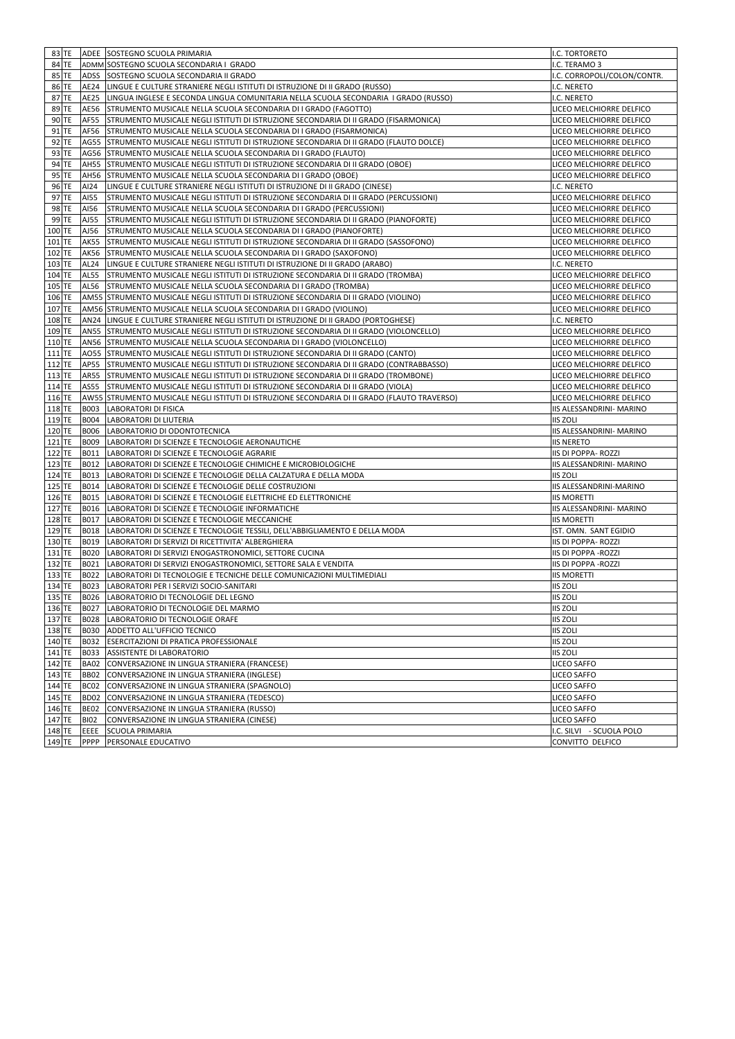| | | | | |
|---|---|---|---|---|
| 83 | TE | ADEE | SOSTEGNO SCUOLA PRIMARIA | I.C. TORTORETO |
| 84 | TE | ADMM | SOSTEGNO SCUOLA SECONDARIA I GRADO | I.C. TERAMO 3 |
| 85 | TE | ADSS | SOSTEGNO SCUOLA SECONDARIA II GRADO | I.C. CORROPOLI/COLON/CONTR. |
| 86 | TE | AE24 | LINGUE E CULTURE STRANIERE NEGLI ISTITUTI DI ISTRUZIONE DI II GRADO (RUSSO) | I.C. NERETO |
| 87 | TE | AE25 | LINGUA INGLESE E SECONDA LINGUA COMUNITARIA NELLA SCUOLA SECONDARIA I GRADO (RUSSO) | I.C. NERETO |
| 89 | TE | AE56 | STRUMENTO MUSICALE NELLA SCUOLA SECONDARIA DI I GRADO (FAGOTTO) | LICEO MELCHIORRE DELFICO |
| 90 | TE | AF55 | STRUMENTO MUSICALE NEGLI ISTITUTI DI ISTRUZIONE SECONDARIA DI II GRADO (FISARMONICA) | LICEO MELCHIORRE DELFICO |
| 91 | TE | AF56 | STRUMENTO MUSICALE NELLA SCUOLA SECONDARIA DI I GRADO (FISARMONICA) | LICEO MELCHIORRE DELFICO |
| 92 | TE | AG55 | STRUMENTO MUSICALE NEGLI ISTITUTI DI ISTRUZIONE SECONDARIA DI II GRADO (FLAUTO DOLCE) | LICEO MELCHIORRE DELFICO |
| 93 | TE | AG56 | STRUMENTO MUSICALE NELLA SCUOLA SECONDARIA DI I GRADO (FLAUTO) | LICEO MELCHIORRE DELFICO |
| 94 | TE | AH55 | STRUMENTO MUSICALE NEGLI ISTITUTI DI ISTRUZIONE SECONDARIA DI II GRADO (OBOE) | LICEO MELCHIORRE DELFICO |
| 95 | TE | AH56 | STRUMENTO MUSICALE NELLA SCUOLA SECONDARIA DI I GRADO (OBOE) | LICEO MELCHIORRE DELFICO |
| 96 | TE | AI24 | LINGUE E CULTURE STRANIERE NEGLI ISTITUTI DI ISTRUZIONE DI II GRADO (CINESE) | I.C. NERETO |
| 97 | TE | AI55 | STRUMENTO MUSICALE NEGLI ISTITUTI DI ISTRUZIONE SECONDARIA DI II GRADO (PERCUSSIONI) | LICEO MELCHIORRE DELFICO |
| 98 | TE | AI56 | STRUMENTO MUSICALE NELLA SCUOLA SECONDARIA DI I GRADO (PERCUSSIONI) | LICEO MELCHIORRE DELFICO |
| 99 | TE | AJ55 | STRUMENTO MUSICALE NEGLI ISTITUTI DI ISTRUZIONE SECONDARIA DI II GRADO (PIANOFORTE) | LICEO MELCHIORRE DELFICO |
| 100 | TE | AJ56 | STRUMENTO MUSICALE NELLA SCUOLA SECONDARIA DI I GRADO (PIANOFORTE) | LICEO MELCHIORRE DELFICO |
| 101 | TE | AK55 | STRUMENTO MUSICALE NEGLI ISTITUTI DI ISTRUZIONE SECONDARIA DI II GRADO (SASSOFONO) | LICEO MELCHIORRE DELFICO |
| 102 | TE | AK56 | STRUMENTO MUSICALE NELLA SCUOLA SECONDARIA DI I GRADO (SAXOFONO) | LICEO MELCHIORRE DELFICO |
| 103 | TE | AL24 | LINGUE E CULTURE STRANIERE NEGLI ISTITUTI DI ISTRUZIONE DI II GRADO (ARABO) | I.C. NERETO |
| 104 | TE | AL55 | STRUMENTO MUSICALE NEGLI ISTITUTI DI ISTRUZIONE SECONDARIA DI II GRADO (TROMBA) | LICEO MELCHIORRE DELFICO |
| 105 | TE | AL56 | STRUMENTO MUSICALE NELLA SCUOLA SECONDARIA DI I GRADO (TROMBA) | LICEO MELCHIORRE DELFICO |
| 106 | TE | AM55 | STRUMENTO MUSICALE NEGLI ISTITUTI DI ISTRUZIONE SECONDARIA DI II GRADO (VIOLINO) | LICEO MELCHIORRE DELFICO |
| 107 | TE | AM56 | STRUMENTO MUSICALE NELLA SCUOLA SECONDARIA DI I GRADO (VIOLINO) | LICEO MELCHIORRE DELFICO |
| 108 | TE | AN24 | LINGUE E CULTURE STRANIERE NEGLI ISTITUTI DI ISTRUZIONE DI II GRADO (PORTOGHESE) | I.C. NERETO |
| 109 | TE | AN55 | STRUMENTO MUSICALE NEGLI ISTITUTI DI ISTRUZIONE SECONDARIA DI II GRADO (VIOLONCELLO) | LICEO MELCHIORRE DELFICO |
| 110 | TE | AN56 | STRUMENTO MUSICALE NELLA SCUOLA SECONDARIA DI I GRADO (VIOLONCELLO) | LICEO MELCHIORRE DELFICO |
| 111 | TE | AO55 | STRUMENTO MUSICALE NEGLI ISTITUTI DI ISTRUZIONE SECONDARIA DI II GRADO (CANTO) | LICEO MELCHIORRE DELFICO |
| 112 | TE | AP55 | STRUMENTO MUSICALE NEGLI ISTITUTI DI ISTRUZIONE SECONDARIA DI II GRADO (CONTRABBASSO) | LICEO MELCHIORRE DELFICO |
| 113 | TE | AR55 | STRUMENTO MUSICALE NEGLI ISTITUTI DI ISTRUZIONE SECONDARIA DI II GRADO (TROMBONE) | LICEO MELCHIORRE DELFICO |
| 114 | TE | AS55 | STRUMENTO MUSICALE NEGLI ISTITUTI DI ISTRUZIONE SECONDARIA DI II GRADO (VIOLA) | LICEO MELCHIORRE DELFICO |
| 116 | TE | AW55 | STRUMENTO MUSICALE NEGLI ISTITUTI DI ISTRUZIONE SECONDARIA DI II GRADO (FLAUTO TRAVERSO) | LICEO MELCHIORRE DELFICO |
| 118 | TE | B003 | LABORATORI DI FISICA | IIS ALESSANDRINI- MARINO |
| 119 | TE | B004 | LABORATORI DI LIUTERIA | IIS ZOLI |
| 120 | TE | B006 | LABORATORIO DI ODONTOTECNICA | IIS ALESSANDRINI- MARINO |
| 121 | TE | B009 | LABORATORI DI SCIENZE E TECNOLOGIE AERONAUTICHE | IIS NERETO |
| 122 | TE | B011 | LABORATORI DI SCIENZE E TECNOLOGIE AGRARIE | IIS DI POPPA- ROZZI |
| 123 | TE | B012 | LABORATORI DI SCIENZE E TECNOLOGIE CHIMICHE E MICROBIOLOGICHE | IIS ALESSANDRINI- MARINO |
| 124 | TE | B013 | LABORATORI DI SCIENZE E TECNOLOGIE DELLA CALZATURA E DELLA MODA | IIS ZOLI |
| 125 | TE | B014 | LABORATORI DI SCIENZE E TECNOLOGIE DELLE COSTRUZIONI | IIS ALESSANDRINI-MARINO |
| 126 | TE | B015 | LABORATORI DI SCIENZE E TECNOLOGIE ELETTRICHE ED ELETTRONICHE | IIS MORETTI |
| 127 | TE | B016 | LABORATORI DI SCIENZE E TECNOLOGIE INFORMATICHE | IIS ALESSANDRINI- MARINO |
| 128 | TE | B017 | LABORATORI DI SCIENZE E TECNOLOGIE MECCANICHE | IIS MORETTI |
| 129 | TE | B018 | LABORATORI DI SCIENZE E TECNOLOGIE TESSILI, DELL'ABBIGLIAMENTO E DELLA MODA | IST. OMN. SANT EGIDIO |
| 130 | TE | B019 | LABORATORI DI SERVIZI DI RICETTIVITA' ALBERGHIERA | IIS DI POPPA- ROZZI |
| 131 | TE | B020 | LABORATORI DI SERVIZI ENOGASTRONOMICI, SETTORE CUCINA | IIS DI POPPA -ROZZI |
| 132 | TE | B021 | LABORATORI DI SERVIZI ENOGASTRONOMICI, SETTORE SALA E VENDITA | IIS DI POPPA -ROZZI |
| 133 | TE | B022 | LABORATORI DI TECNOLOGIE E TECNICHE DELLE COMUNICAZIONI MULTIMEDIALI | IIS MORETTI |
| 134 | TE | B023 | LABORATORI PER I SERVIZI SOCIO-SANITARI | IIS ZOLI |
| 135 | TE | B026 | LABORATORIO DI TECNOLOGIE DEL LEGNO | IIS ZOLI |
| 136 | TE | B027 | LABORATORIO DI TECNOLOGIE DEL MARMO | IIS ZOLI |
| 137 | TE | B028 | LABORATORIO DI TECNOLOGIE ORAFE | IIS ZOLI |
| 138 | TE | B030 | ADDETTO ALL'UFFICIO TECNICO | IIS ZOLI |
| 140 | TE | B032 | ESERCITAZIONI DI PRATICA PROFESSIONALE | IIS ZOLI |
| 141 | TE | B033 | ASSISTENTE DI LABORATORIO | IIS ZOLI |
| 142 | TE | BA02 | CONVERSAZIONE IN LINGUA STRANIERA (FRANCESE) | LICEO SAFFO |
| 143 | TE | BB02 | CONVERSAZIONE IN LINGUA STRANIERA (INGLESE) | LICEO SAFFO |
| 144 | TE | BC02 | CONVERSAZIONE IN LINGUA STRANIERA (SPAGNOLO) | LICEO SAFFO |
| 145 | TE | BD02 | CONVERSAZIONE IN LINGUA STRANIERA (TEDESCO) | LICEO SAFFO |
| 146 | TE | BE02 | CONVERSAZIONE IN LINGUA STRANIERA (RUSSO) | LICEO SAFFO |
| 147 | TE | BI02 | CONVERSAZIONE IN LINGUA STRANIERA (CINESE) | LICEO SAFFO |
| 148 | TE | EEEE | SCUOLA PRIMARIA | I.C. SILVI - SCUOLA POLO |
| 149 | TE | PPPP | PERSONALE EDUCATIVO | CONVITTO DELFICO |